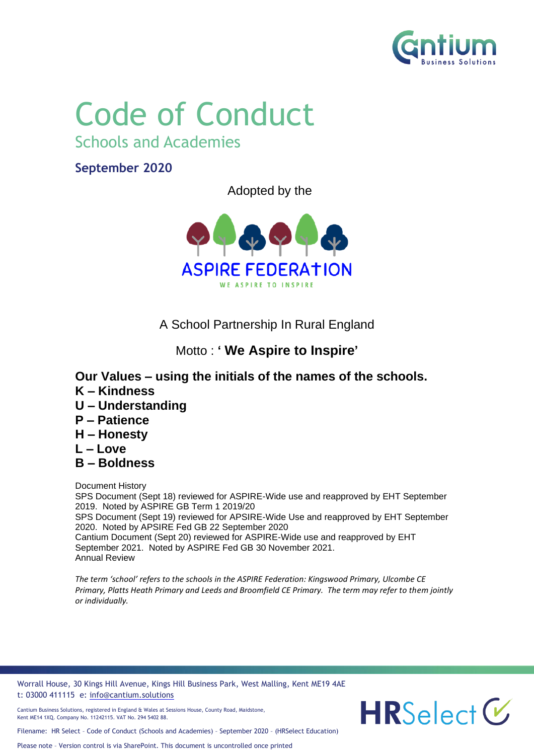# Code of Conduct

## Schools and Academies

**September 2020**

Adopted by the

ASPIRE FEDERATION

WE ASPIRE TO INSPIRE

A School Partnership In Rural England

Motto : **' We Aspire to Inspire'**

**Our Values – using the initials of the names of the schools.**
**K – Kindness**
**U – Understanding**
**P – Patience**
**H – Honesty**
**L – Love**
**B – Boldness**

Document History
SPS Document (Sept 18) reviewed for ASPIRE-Wide use and reapproved by EHT September 2019. Noted by ASPIRE GB Term 1 2019/20
SPS Document (Sept 19) reviewed for APSIRE-Wide Use and reapproved by EHT September 2020. Noted by APSIRE Fed GB 22 September 2020
Cantium Document (Sept 20) reviewed for ASPIRE-Wide use and reapproved by EHT September 2021. Noted by ASPIRE Fed GB 30 November 2021.
Annual Review

*The term 'school' refers to the schools in the ASPIRE Federation: Kingswood Primary, Ulcombe CE Primary, Platts Heath Primary and Leeds and Broomfield CE Primary. The term may refer to them jointly or individually.*

Worrall House, 30 Kings Hill Avenue, Kings Hill Business Park, West Malling, Kent ME19 4AE
t: 03000 411115 e: info@cantium.solutions

Cantium Business Solutions, registered in England & Wales at Sessions House, County Road, Maidstone, Kent ME14 1XQ. Company No. 11242115. VAT No. 294 5402 88.

Filename: HR Select – Code of Conduct (Schools and Academies) – September 2020 – (HRSelect Education)

Please note – Version control is via SharePoint. This document is uncontrolled once printed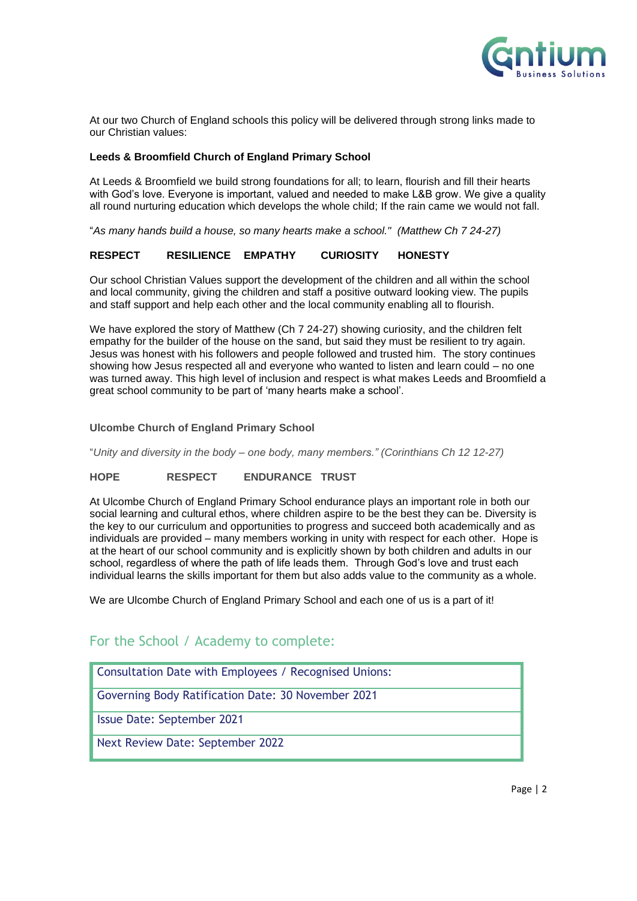At our two Church of England schools this policy will be delivered through strong links made to our Christian values:

**Leeds & Broomfield Church of England Primary School**

At Leeds & Broomfield we build strong foundations for all; to learn, flourish and fill their hearts with God's love. Everyone is important, valued and needed to make L&B grow. We give a quality all round nurturing education which develops the whole child; If the rain came we would not fall.

"*As many hands build a house, so many hearts make a school." (Matthew Ch 7 24-27)*

**RESPECT RESILIENCE EMPATHY CURIOSITY HONESTY**

Our school Christian Values support the development of the children and all within the school and local community, giving the children and staff a positive outward looking view. The pupils and staff support and help each other and the local community enabling all to flourish.

We have explored the story of Matthew (Ch 7 24-27) showing curiosity, and the children felt empathy for the builder of the house on the sand, but said they must be resilient to try again. Jesus was honest with his followers and people followed and trusted him. The story continues showing how Jesus respected all and everyone who wanted to listen and learn could – no one was turned away. This high level of inclusion and respect is what makes Leeds and Broomfield a great school community to be part of 'many hearts make a school'.

**Ulcombe Church of England Primary School**

"*Unity and diversity in the body – one body, many members." (Corinthians Ch 12 12-27)*

**HOPE RESPECT ENDURANCE TRUST**

At Ulcombe Church of England Primary School endurance plays an important role in both our social learning and cultural ethos, where children aspire to be the best they can be. Diversity is the key to our curriculum and opportunities to progress and succeed both academically and as individuals are provided – many members working in unity with respect for each other. Hope is at the heart of our school community and is explicitly shown by both children and adults in our school, regardless of where the path of life leads them. Through God's love and trust each individual learns the skills important for them but also adds value to the community as a whole.

We are Ulcombe Church of England Primary School and each one of us is a part of it!

## For the School / Academy to complete:

| |
|---|
| Consultation Date with Employees / Recognised Unions: |
| Governing Body Ratification Date: 30 November 2021 |
| Issue Date: September 2021 |
| Next Review Date: September 2022 |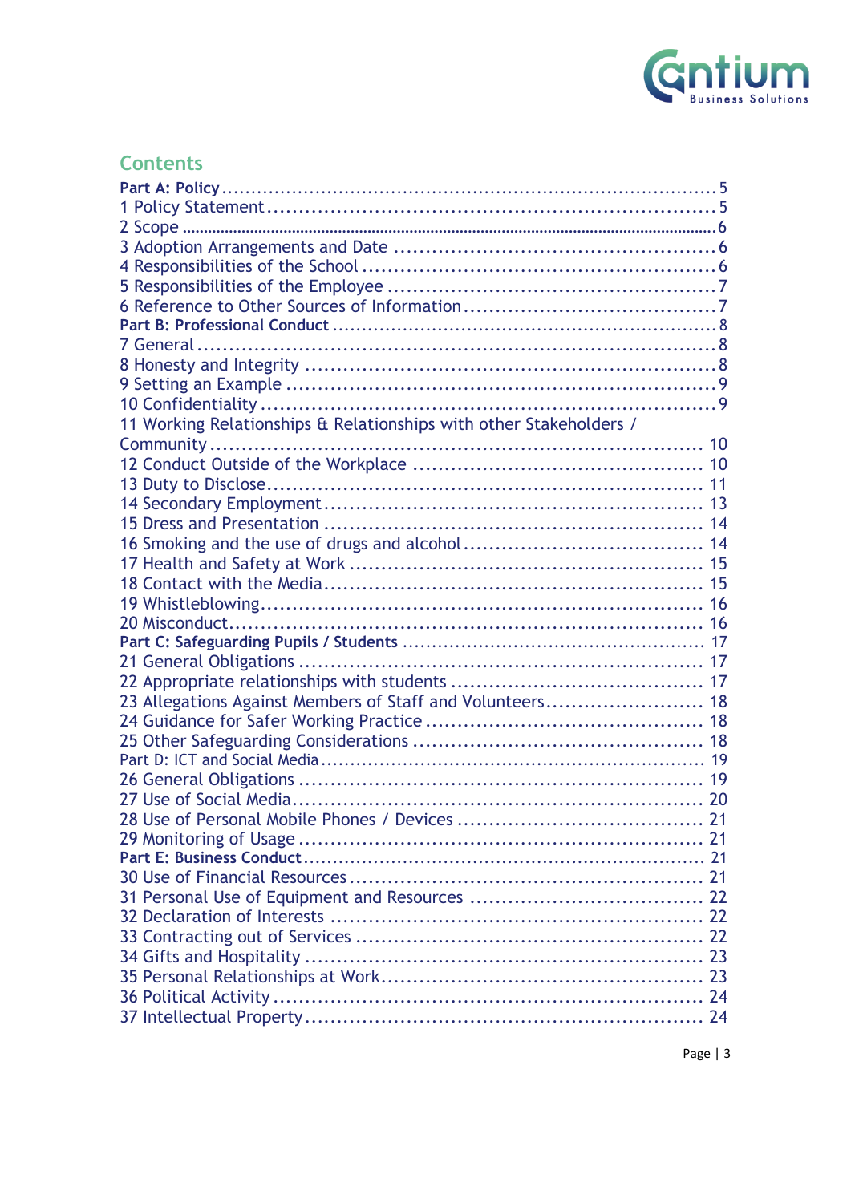## Contents

**Part A: Policy** ........ 5
1 Policy Statement ........ 5
2 Scope ........ 6
3 Adoption Arrangements and Date ........ 6
4 Responsibilities of the School ........ 6
5 Responsibilities of the Employee ........ 7
6 Reference to Other Sources of Information ........ 7
**Part B: Professional Conduct** ........ 8
7 General ........ 8
8 Honesty and Integrity ........ 8
9 Setting an Example ........ 9
10 Confidentiality ........ 9
11 Working Relationships & Relationships with other Stakeholders / Community ........ 10
12 Conduct Outside of the Workplace ........ 10
13 Duty to Disclose ........ 11
14 Secondary Employment ........ 13
15 Dress and Presentation ........ 14
16 Smoking and the use of drugs and alcohol ........ 14
17 Health and Safety at Work ........ 15
18 Contact with the Media ........ 15
19 Whistleblowing ........ 16
20 Misconduct ........ 16
**Part C: Safeguarding Pupils / Students** ........ 17
21 General Obligations ........ 17
22 Appropriate relationships with students ........ 17
23 Allegations Against Members of Staff and Volunteers ........ 18
24 Guidance for Safer Working Practice ........ 18
25 Other Safeguarding Considerations ........ 18
Part D: ICT and Social Media ........ 19
26 General Obligations ........ 19
27 Use of Social Media ........ 20
28 Use of Personal Mobile Phones / Devices ........ 21
29 Monitoring of Usage ........ 21
**Part E: Business Conduct** ........ 21
30 Use of Financial Resources ........ 21
31 Personal Use of Equipment and Resources ........ 22
32 Declaration of Interests ........ 22
33 Contracting out of Services ........ 22
34 Gifts and Hospitality ........ 23
35 Personal Relationships at Work ........ 23
36 Political Activity ........ 24
37 Intellectual Property ........ 24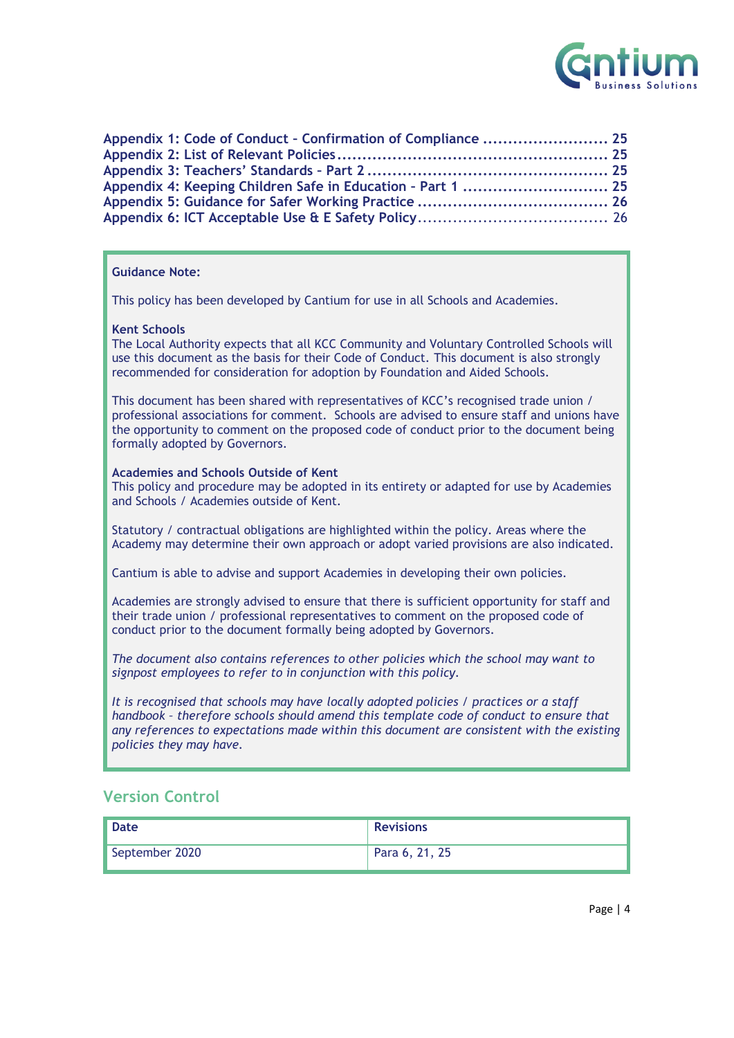Appendix 1: Code of Conduct – Confirmation of Compliance ......................... 25
Appendix 2: List of Relevant Policies ..................................................... 25
Appendix 3: Teachers' Standards – Part 2 ............................................... 25
Appendix 4: Keeping Children Safe in Education – Part 1 ............................ 25
Appendix 5: Guidance for Safer Working Practice ...................................... 26
Appendix 6: ICT Acceptable Use & E Safety Policy ..................................... 26

**Guidance Note:**

This policy has been developed by Cantium for use in all Schools and Academies.

**Kent Schools**
The Local Authority expects that all KCC Community and Voluntary Controlled Schools will use this document as the basis for their Code of Conduct. This document is also strongly recommended for consideration for adoption by Foundation and Aided Schools.

This document has been shared with representatives of KCC's recognised trade union / professional associations for comment. Schools are advised to ensure staff and unions have the opportunity to comment on the proposed code of conduct prior to the document being formally adopted by Governors.

**Academies and Schools Outside of Kent**
This policy and procedure may be adopted in its entirety or adapted for use by Academies and Schools / Academies outside of Kent.

Statutory / contractual obligations are highlighted within the policy. Areas where the Academy may determine their own approach or adopt varied provisions are also indicated.

Cantium is able to advise and support Academies in developing their own policies.

Academies are strongly advised to ensure that there is sufficient opportunity for staff and their trade union / professional representatives to comment on the proposed code of conduct prior to the document formally being adopted by Governors.

*The document also contains references to other policies which the school may want to signpost employees to refer to in conjunction with this policy.*

*It is recognised that schools may have locally adopted policies / practices or a staff handbook – therefore schools should amend this template code of conduct to ensure that any references to expectations made within this document are consistent with the existing policies they may have.*

## Version Control

| Date | Revisions |
| --- | --- |
| September 2020 | Para 6, 21, 25 |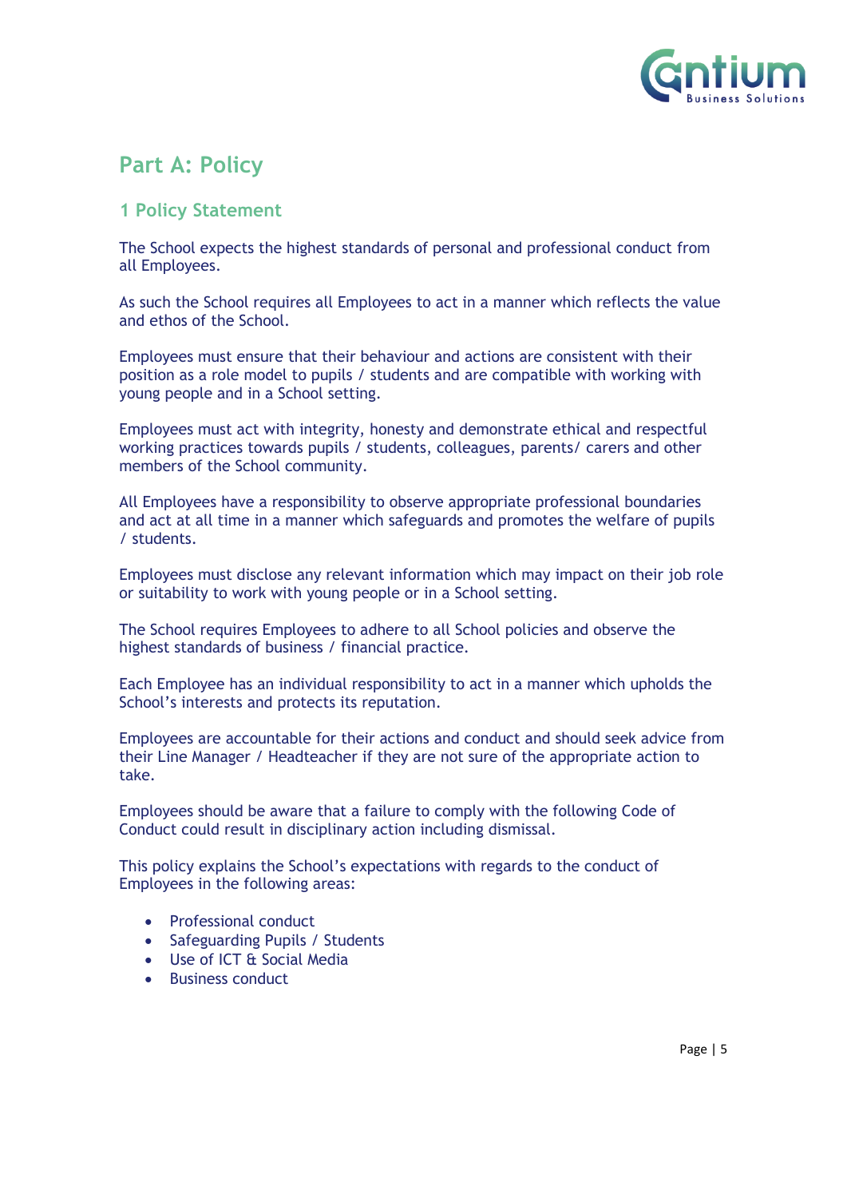# Part A: Policy

## 1 Policy Statement

The School expects the highest standards of personal and professional conduct from all Employees.

As such the School requires all Employees to act in a manner which reflects the value and ethos of the School.

Employees must ensure that their behaviour and actions are consistent with their position as a role model to pupils / students and are compatible with working with young people and in a School setting.

Employees must act with integrity, honesty and demonstrate ethical and respectful working practices towards pupils / students, colleagues, parents/ carers and other members of the School community.

All Employees have a responsibility to observe appropriate professional boundaries and act at all time in a manner which safeguards and promotes the welfare of pupils / students.

Employees must disclose any relevant information which may impact on their job role or suitability to work with young people or in a School setting.

The School requires Employees to adhere to all School policies and observe the highest standards of business / financial practice.

Each Employee has an individual responsibility to act in a manner which upholds the School's interests and protects its reputation.

Employees are accountable for their actions and conduct and should seek advice from their Line Manager / Headteacher if they are not sure of the appropriate action to take.

Employees should be aware that a failure to comply with the following Code of Conduct could result in disciplinary action including dismissal.

This policy explains the School's expectations with regards to the conduct of Employees in the following areas:

- Professional conduct
- Safeguarding Pupils / Students
- Use of ICT & Social Media
- Business conduct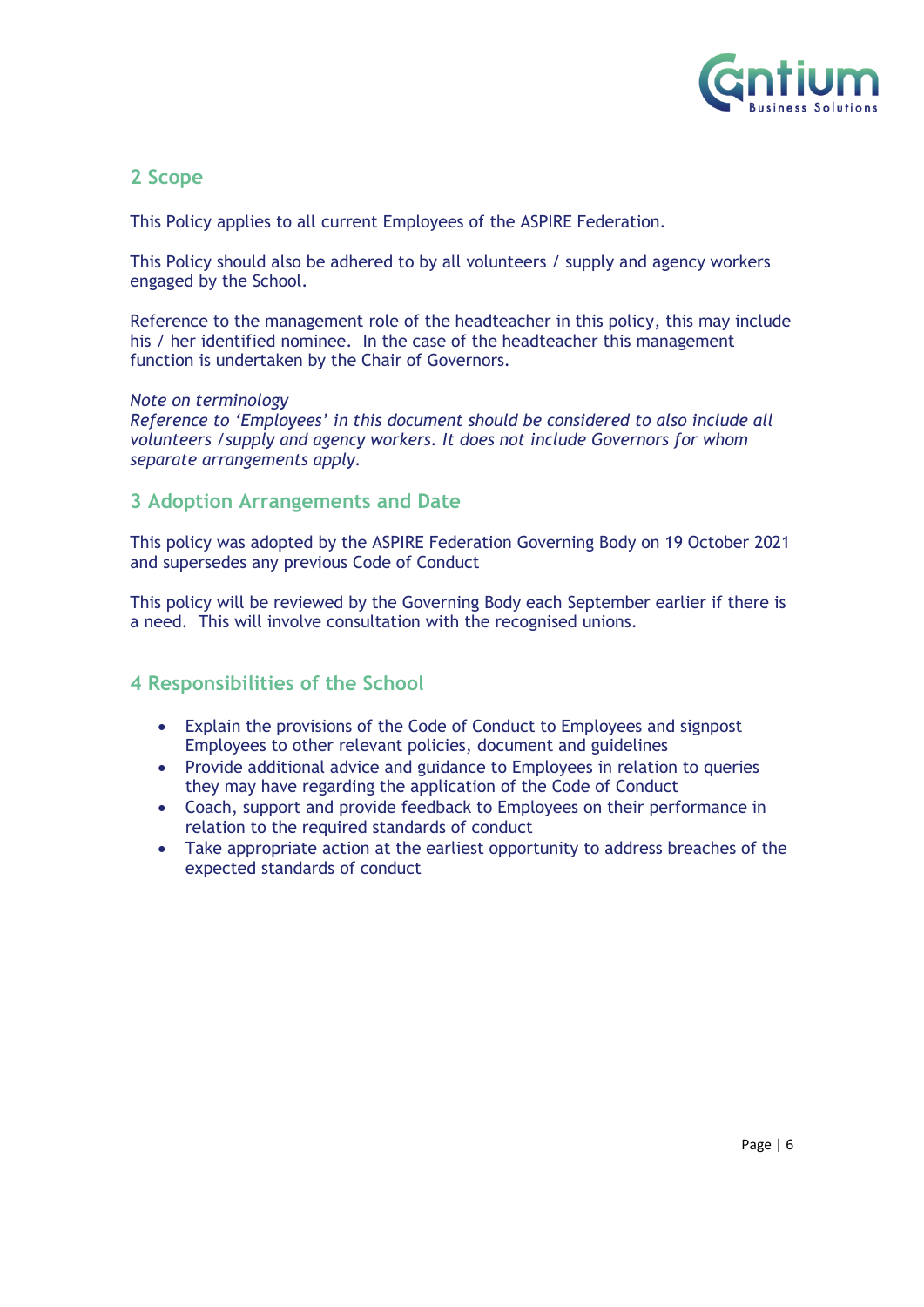## 2 Scope

This Policy applies to all current Employees of the ASPIRE Federation.

This Policy should also be adhered to by all volunteers / supply and agency workers engaged by the School.

Reference to the management role of the headteacher in this policy, this may include his / her identified nominee. In the case of the headteacher this management function is undertaken by the Chair of Governors.

*Note on terminology*
*Reference to 'Employees' in this document should be considered to also include all volunteers /supply and agency workers. It does not include Governors for whom separate arrangements apply.*

## 3 Adoption Arrangements and Date

This policy was adopted by the ASPIRE Federation Governing Body on 19 October 2021 and supersedes any previous Code of Conduct

This policy will be reviewed by the Governing Body each September earlier if there is a need. This will involve consultation with the recognised unions.

## 4 Responsibilities of the School

- Explain the provisions of the Code of Conduct to Employees and signpost Employees to other relevant policies, document and guidelines
- Provide additional advice and guidance to Employees in relation to queries they may have regarding the application of the Code of Conduct
- Coach, support and provide feedback to Employees on their performance in relation to the required standards of conduct
- Take appropriate action at the earliest opportunity to address breaches of the expected standards of conduct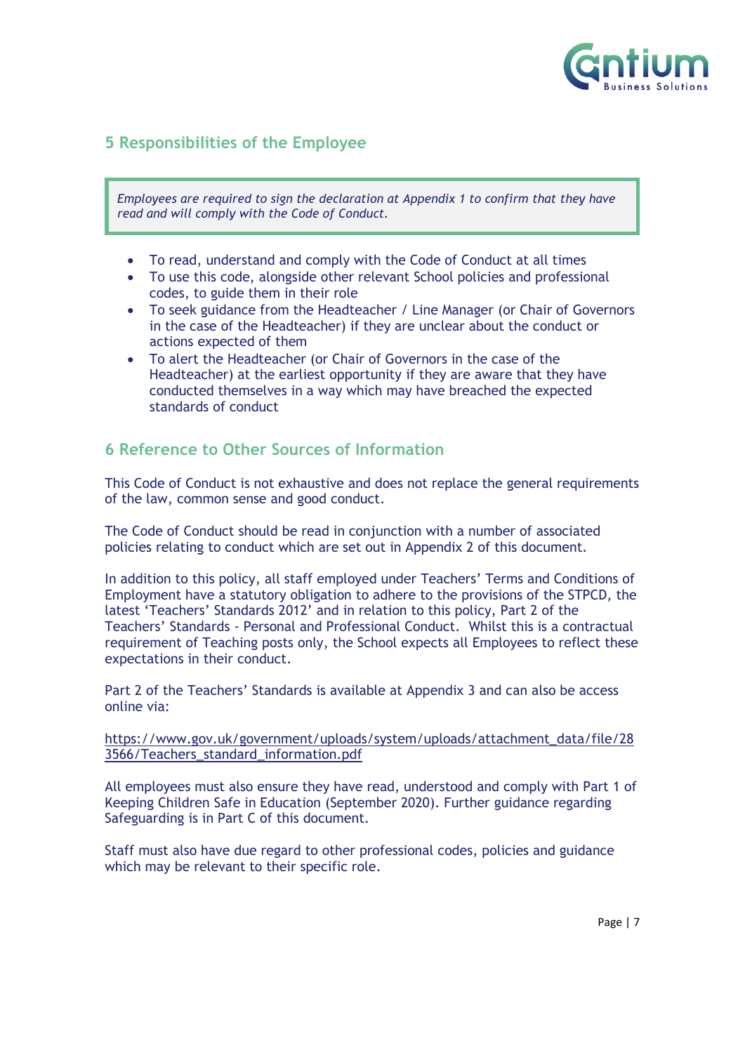## 5 Responsibilities of the Employee

*Employees are required to sign the declaration at Appendix 1 to confirm that they have read and will comply with the Code of Conduct.*

- To read, understand and comply with the Code of Conduct at all times
- To use this code, alongside other relevant School policies and professional codes, to guide them in their role
- To seek guidance from the Headteacher / Line Manager (or Chair of Governors in the case of the Headteacher) if they are unclear about the conduct or actions expected of them
- To alert the Headteacher (or Chair of Governors in the case of the Headteacher) at the earliest opportunity if they are aware that they have conducted themselves in a way which may have breached the expected standards of conduct

## 6 Reference to Other Sources of Information

This Code of Conduct is not exhaustive and does not replace the general requirements of the law, common sense and good conduct.

The Code of Conduct should be read in conjunction with a number of associated policies relating to conduct which are set out in Appendix 2 of this document.

In addition to this policy, all staff employed under Teachers' Terms and Conditions of Employment have a statutory obligation to adhere to the provisions of the STPCD, the latest 'Teachers' Standards 2012' and in relation to this policy, Part 2 of the Teachers' Standards - Personal and Professional Conduct. Whilst this is a contractual requirement of Teaching posts only, the School expects all Employees to reflect these expectations in their conduct.

Part 2 of the Teachers' Standards is available at Appendix 3 and can also be access online via:

https://www.gov.uk/government/uploads/system/uploads/attachment_data/file/283566/Teachers_standard_information.pdf

All employees must also ensure they have read, understood and comply with Part 1 of Keeping Children Safe in Education (September 2020). Further guidance regarding Safeguarding is in Part C of this document.

Staff must also have due regard to other professional codes, policies and guidance which may be relevant to their specific role.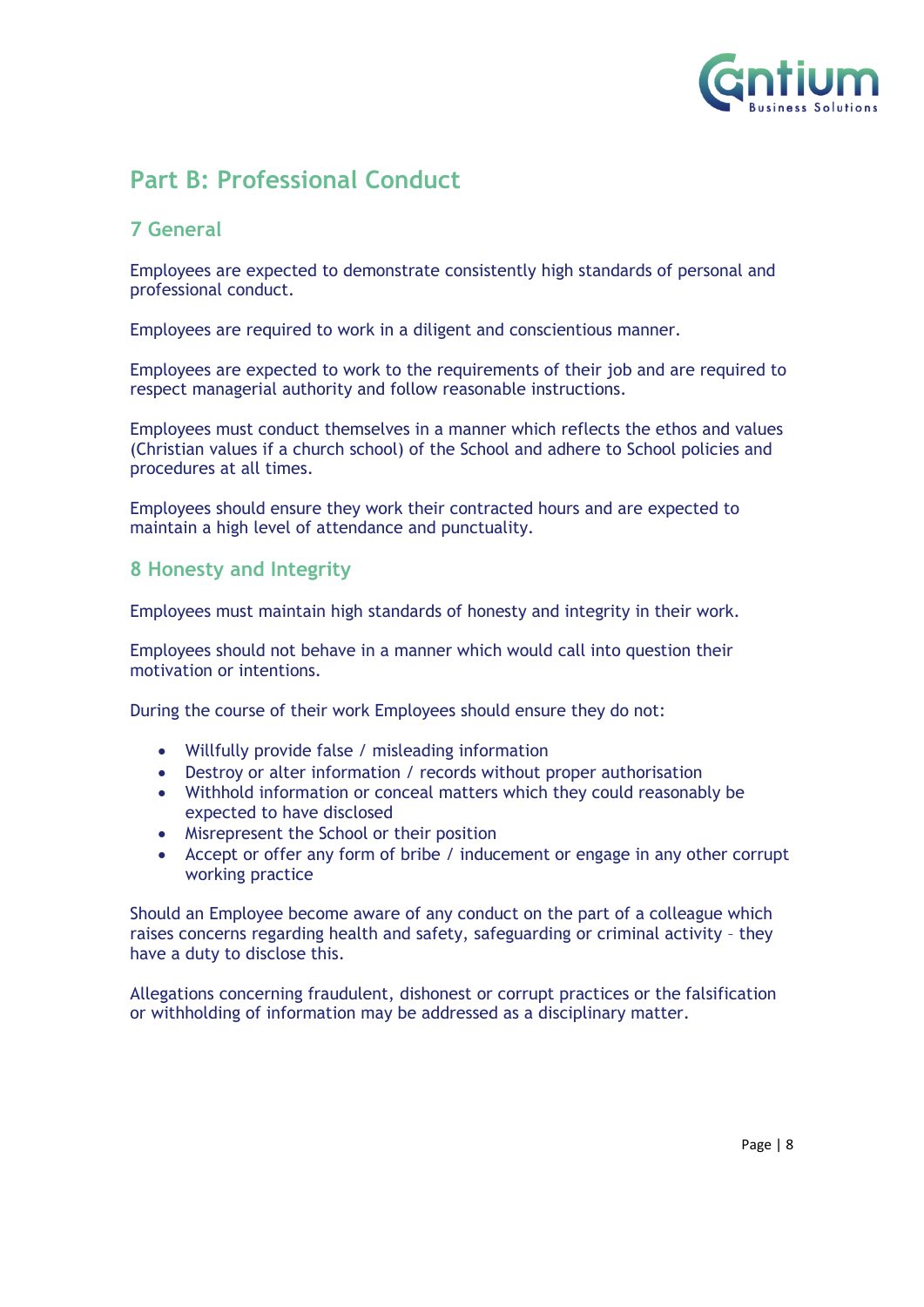## Part B: Professional Conduct

### 7 General

Employees are expected to demonstrate consistently high standards of personal and professional conduct.

Employees are required to work in a diligent and conscientious manner.

Employees are expected to work to the requirements of their job and are required to respect managerial authority and follow reasonable instructions.

Employees must conduct themselves in a manner which reflects the ethos and values (Christian values if a church school) of the School and adhere to School policies and procedures at all times.

Employees should ensure they work their contracted hours and are expected to maintain a high level of attendance and punctuality.

### 8 Honesty and Integrity

Employees must maintain high standards of honesty and integrity in their work.

Employees should not behave in a manner which would call into question their motivation or intentions.

During the course of their work Employees should ensure they do not:

- Willfully provide false / misleading information
- Destroy or alter information / records without proper authorisation
- Withhold information or conceal matters which they could reasonably be expected to have disclosed
- Misrepresent the School or their position
- Accept or offer any form of bribe / inducement or engage in any other corrupt working practice

Should an Employee become aware of any conduct on the part of a colleague which raises concerns regarding health and safety, safeguarding or criminal activity – they have a duty to disclose this.

Allegations concerning fraudulent, dishonest or corrupt practices or the falsification or withholding of information may be addressed as a disciplinary matter.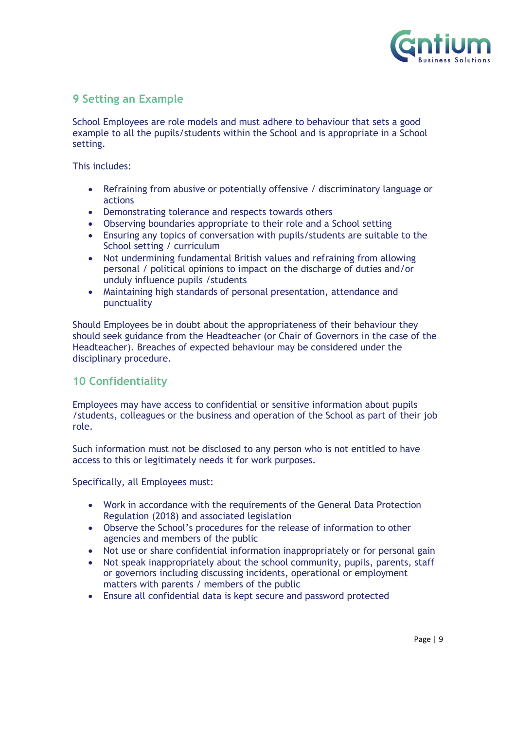## 9 Setting an Example

School Employees are role models and must adhere to behaviour that sets a good example to all the pupils/students within the School and is appropriate in a School setting.

This includes:

- Refraining from abusive or potentially offensive / discriminatory language or actions
- Demonstrating tolerance and respects towards others
- Observing boundaries appropriate to their role and a School setting
- Ensuring any topics of conversation with pupils/students are suitable to the School setting / curriculum
- Not undermining fundamental British values and refraining from allowing personal / political opinions to impact on the discharge of duties and/or unduly influence pupils /students
- Maintaining high standards of personal presentation, attendance and punctuality

Should Employees be in doubt about the appropriateness of their behaviour they should seek guidance from the Headteacher (or Chair of Governors in the case of the Headteacher). Breaches of expected behaviour may be considered under the disciplinary procedure.

## 10 Confidentiality

Employees may have access to confidential or sensitive information about pupils /students, colleagues or the business and operation of the School as part of their job role.

Such information must not be disclosed to any person who is not entitled to have access to this or legitimately needs it for work purposes.

Specifically, all Employees must:

- Work in accordance with the requirements of the General Data Protection Regulation (2018) and associated legislation
- Observe the School's procedures for the release of information to other agencies and members of the public
- Not use or share confidential information inappropriately or for personal gain
- Not speak inappropriately about the school community, pupils, parents, staff or governors including discussing incidents, operational or employment matters with parents / members of the public
- Ensure all confidential data is kept secure and password protected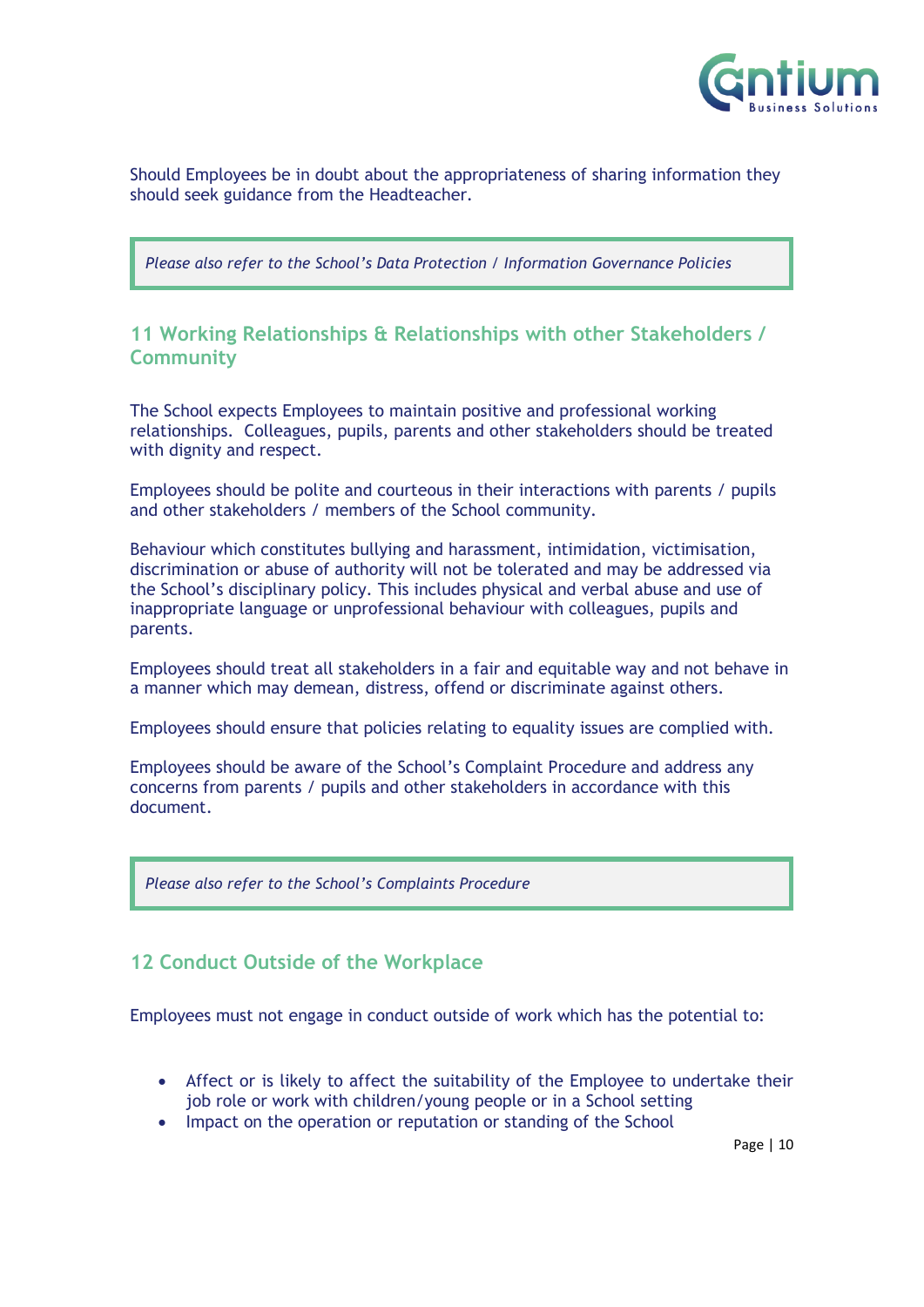Should Employees be in doubt about the appropriateness of sharing information they should seek guidance from the Headteacher.

> *Please also refer to the School's Data Protection / Information Governance Policies*

## 11 Working Relationships & Relationships with other Stakeholders / Community

The School expects Employees to maintain positive and professional working relationships. Colleagues, pupils, parents and other stakeholders should be treated with dignity and respect.

Employees should be polite and courteous in their interactions with parents / pupils and other stakeholders / members of the School community.

Behaviour which constitutes bullying and harassment, intimidation, victimisation, discrimination or abuse of authority will not be tolerated and may be addressed via the School's disciplinary policy. This includes physical and verbal abuse and use of inappropriate language or unprofessional behaviour with colleagues, pupils and parents.

Employees should treat all stakeholders in a fair and equitable way and not behave in a manner which may demean, distress, offend or discriminate against others.

Employees should ensure that policies relating to equality issues are complied with.

Employees should be aware of the School's Complaint Procedure and address any concerns from parents / pupils and other stakeholders in accordance with this document.

> *Please also refer to the School's Complaints Procedure*

## 12 Conduct Outside of the Workplace

Employees must not engage in conduct outside of work which has the potential to:

- Affect or is likely to affect the suitability of the Employee to undertake their job role or work with children/young people or in a School setting
- Impact on the operation or reputation or standing of the School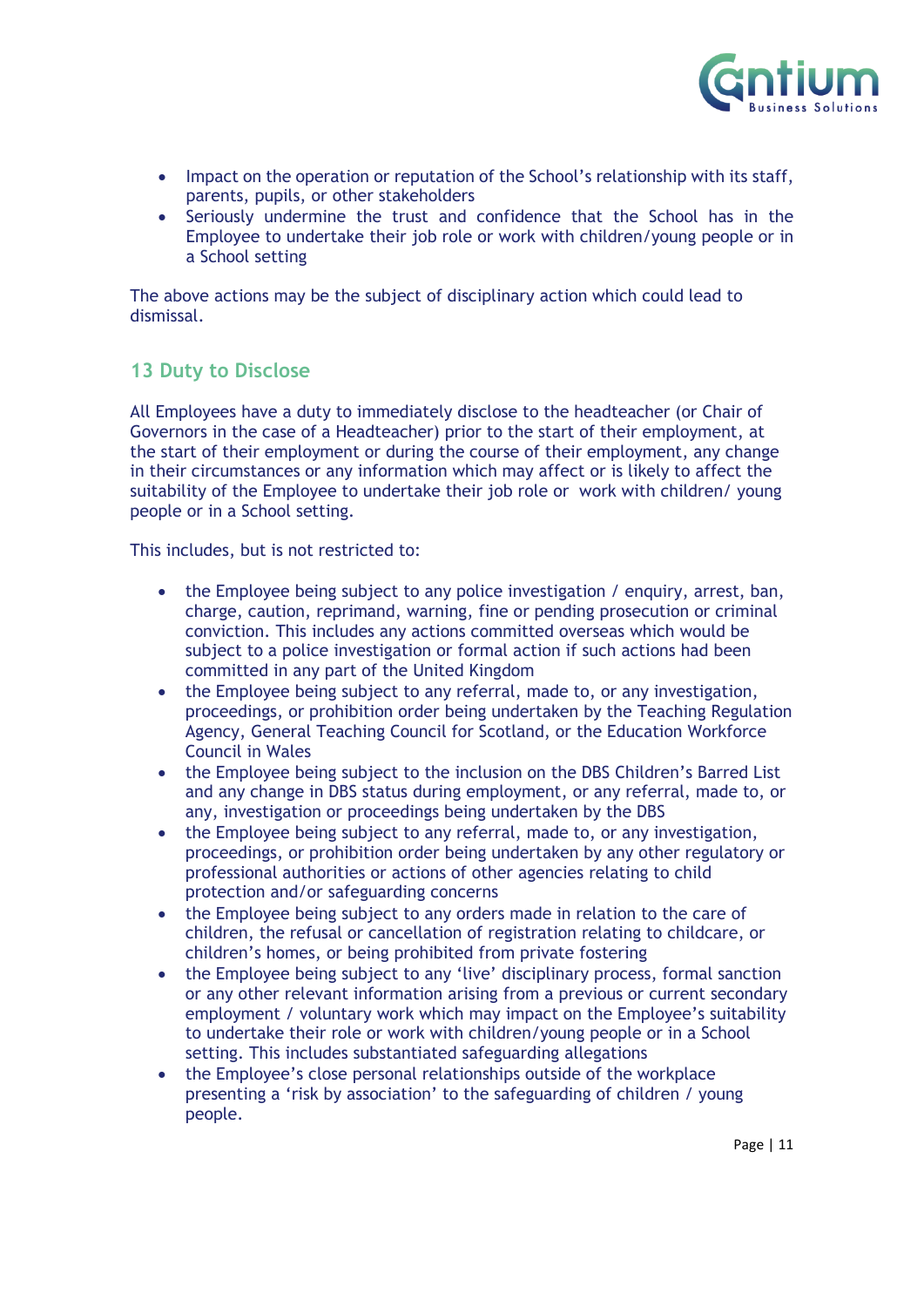- Impact on the operation or reputation of the School's relationship with its staff, parents, pupils, or other stakeholders
- Seriously undermine the trust and confidence that the School has in the Employee to undertake their job role or work with children/young people or in a School setting

The above actions may be the subject of disciplinary action which could lead to dismissal.

## 13 Duty to Disclose

All Employees have a duty to immediately disclose to the headteacher (or Chair of Governors in the case of a Headteacher) prior to the start of their employment, at the start of their employment or during the course of their employment, any change in their circumstances or any information which may affect or is likely to affect the suitability of the Employee to undertake their job role or work with children/ young people or in a School setting.

This includes, but is not restricted to:

- the Employee being subject to any police investigation / enquiry, arrest, ban, charge, caution, reprimand, warning, fine or pending prosecution or criminal conviction. This includes any actions committed overseas which would be subject to a police investigation or formal action if such actions had been committed in any part of the United Kingdom
- the Employee being subject to any referral, made to, or any investigation, proceedings, or prohibition order being undertaken by the Teaching Regulation Agency, General Teaching Council for Scotland, or the Education Workforce Council in Wales
- the Employee being subject to the inclusion on the DBS Children's Barred List and any change in DBS status during employment, or any referral, made to, or any, investigation or proceedings being undertaken by the DBS
- the Employee being subject to any referral, made to, or any investigation, proceedings, or prohibition order being undertaken by any other regulatory or professional authorities or actions of other agencies relating to child protection and/or safeguarding concerns
- the Employee being subject to any orders made in relation to the care of children, the refusal or cancellation of registration relating to childcare, or children's homes, or being prohibited from private fostering
- the Employee being subject to any 'live' disciplinary process, formal sanction or any other relevant information arising from a previous or current secondary employment / voluntary work which may impact on the Employee's suitability to undertake their role or work with children/young people or in a School setting. This includes substantiated safeguarding allegations
- the Employee's close personal relationships outside of the workplace presenting a 'risk by association' to the safeguarding of children / young people.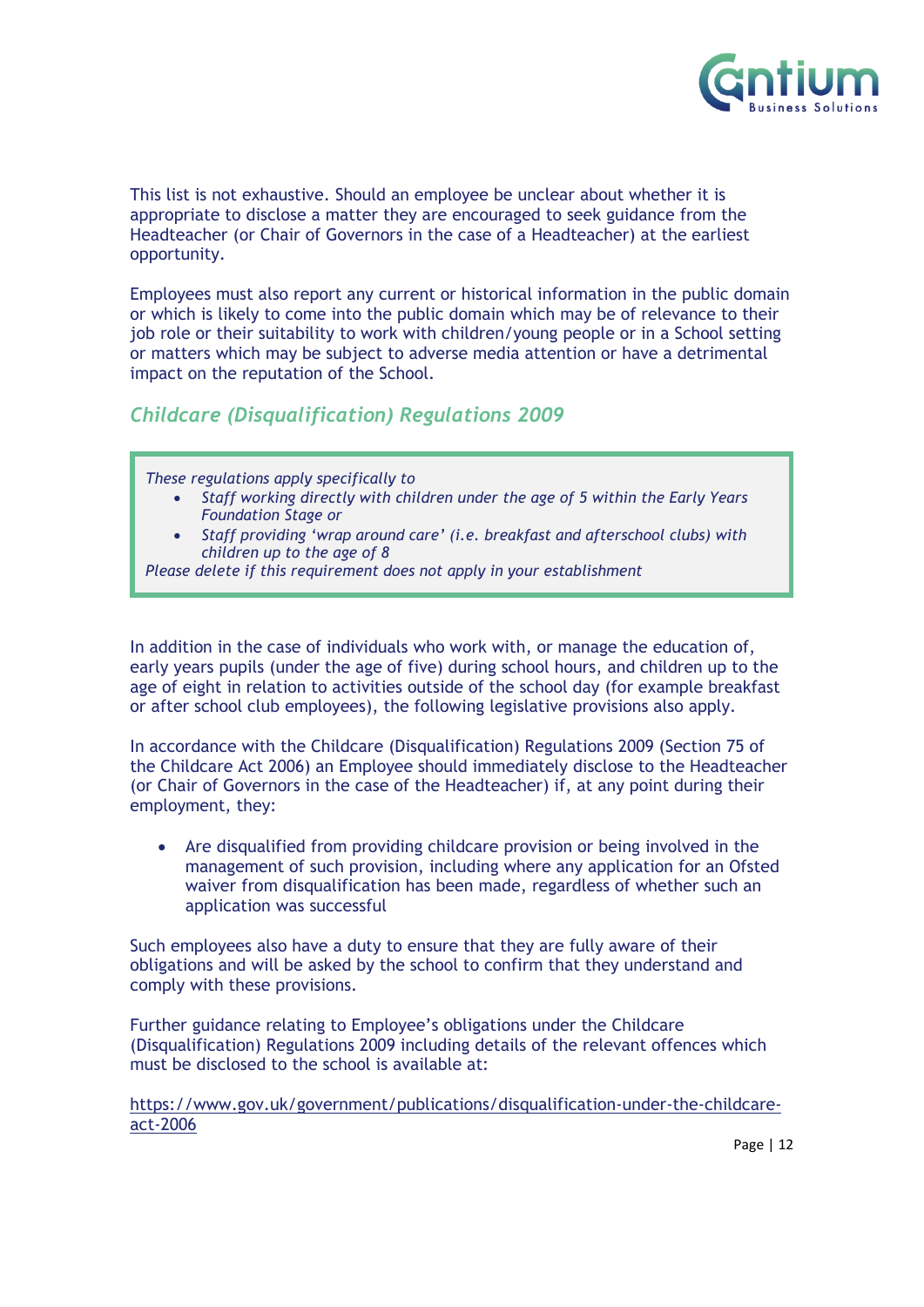This list is not exhaustive. Should an employee be unclear about whether it is appropriate to disclose a matter they are encouraged to seek guidance from the Headteacher (or Chair of Governors in the case of a Headteacher) at the earliest opportunity.

Employees must also report any current or historical information in the public domain or which is likely to come into the public domain which may be of relevance to their job role or their suitability to work with children/young people or in a School setting or matters which may be subject to adverse media attention or have a detrimental impact on the reputation of the School.

### *Childcare (Disqualification) Regulations 2009*

> *These regulations apply specifically to*
> - *Staff working directly with children under the age of 5 within the Early Years Foundation Stage or*
> - *Staff providing 'wrap around care' (i.e. breakfast and afterschool clubs) with children up to the age of 8*
>
> *Please delete if this requirement does not apply in your establishment*

In addition in the case of individuals who work with, or manage the education of, early years pupils (under the age of five) during school hours, and children up to the age of eight in relation to activities outside of the school day (for example breakfast or after school club employees), the following legislative provisions also apply.

In accordance with the Childcare (Disqualification) Regulations 2009 (Section 75 of the Childcare Act 2006) an Employee should immediately disclose to the Headteacher (or Chair of Governors in the case of the Headteacher) if, at any point during their employment, they:

- Are disqualified from providing childcare provision or being involved in the management of such provision, including where any application for an Ofsted waiver from disqualification has been made, regardless of whether such an application was successful

Such employees also have a duty to ensure that they are fully aware of their obligations and will be asked by the school to confirm that they understand and comply with these provisions.

Further guidance relating to Employee's obligations under the Childcare (Disqualification) Regulations 2009 including details of the relevant offences which must be disclosed to the school is available at:

https://www.gov.uk/government/publications/disqualification-under-the-childcare-act-2006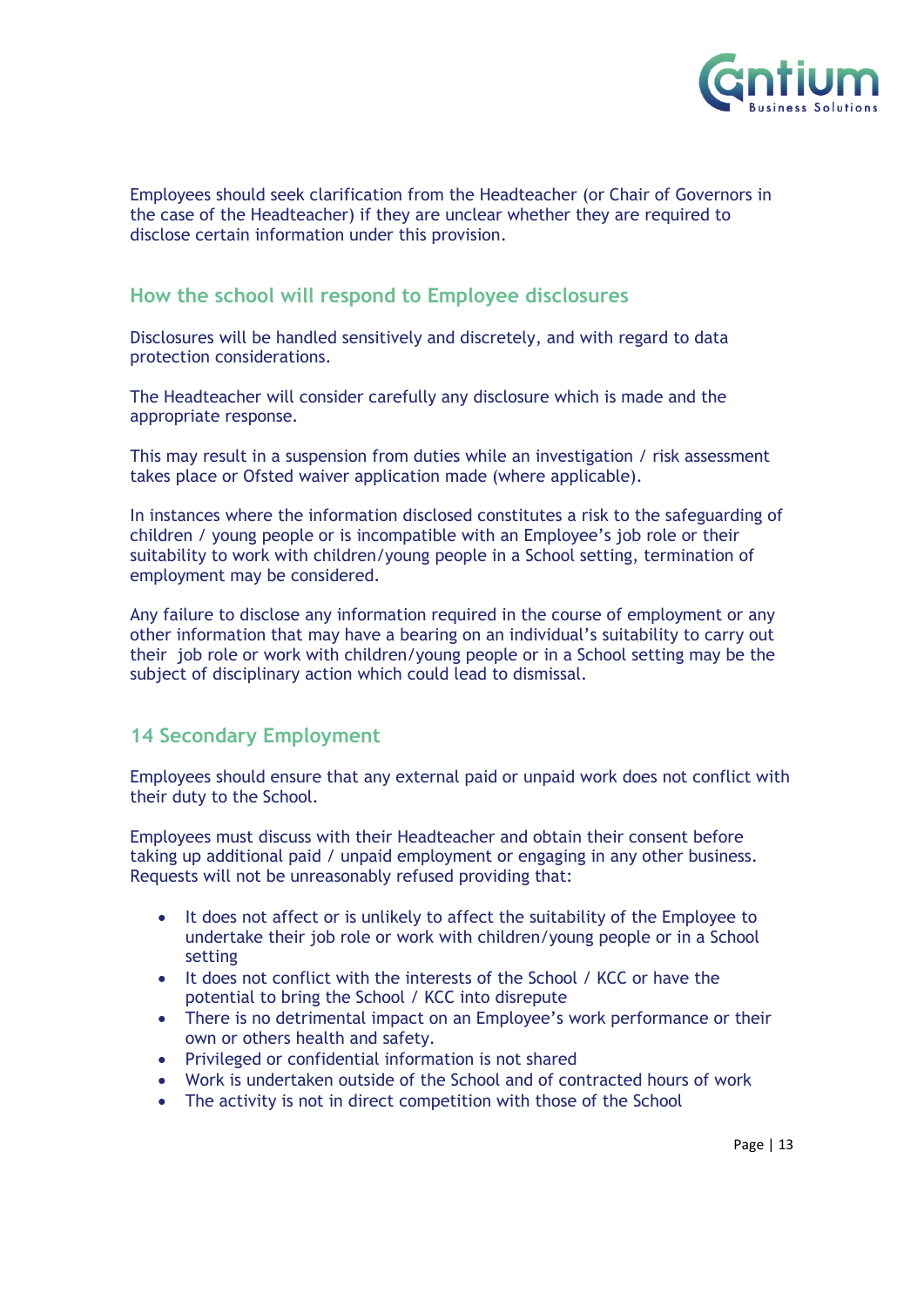Employees should seek clarification from the Headteacher (or Chair of Governors in the case of the Headteacher) if they are unclear whether they are required to disclose certain information under this provision.

### How the school will respond to Employee disclosures

Disclosures will be handled sensitively and discretely, and with regard to data protection considerations.

The Headteacher will consider carefully any disclosure which is made and the appropriate response.

This may result in a suspension from duties while an investigation / risk assessment takes place or Ofsted waiver application made (where applicable).

In instances where the information disclosed constitutes a risk to the safeguarding of children / young people or is incompatible with an Employee's job role or their suitability to work with children/young people in a School setting, termination of employment may be considered.

Any failure to disclose any information required in the course of employment or any other information that may have a bearing on an individual's suitability to carry out their job role or work with children/young people or in a School setting may be the subject of disciplinary action which could lead to dismissal.

## 14 Secondary Employment

Employees should ensure that any external paid or unpaid work does not conflict with their duty to the School.

Employees must discuss with their Headteacher and obtain their consent before taking up additional paid / unpaid employment or engaging in any other business. Requests will not be unreasonably refused providing that:

- It does not affect or is unlikely to affect the suitability of the Employee to undertake their job role or work with children/young people or in a School setting
- It does not conflict with the interests of the School / KCC or have the potential to bring the School / KCC into disrepute
- There is no detrimental impact on an Employee's work performance or their own or others health and safety.
- Privileged or confidential information is not shared
- Work is undertaken outside of the School and of contracted hours of work
- The activity is not in direct competition with those of the School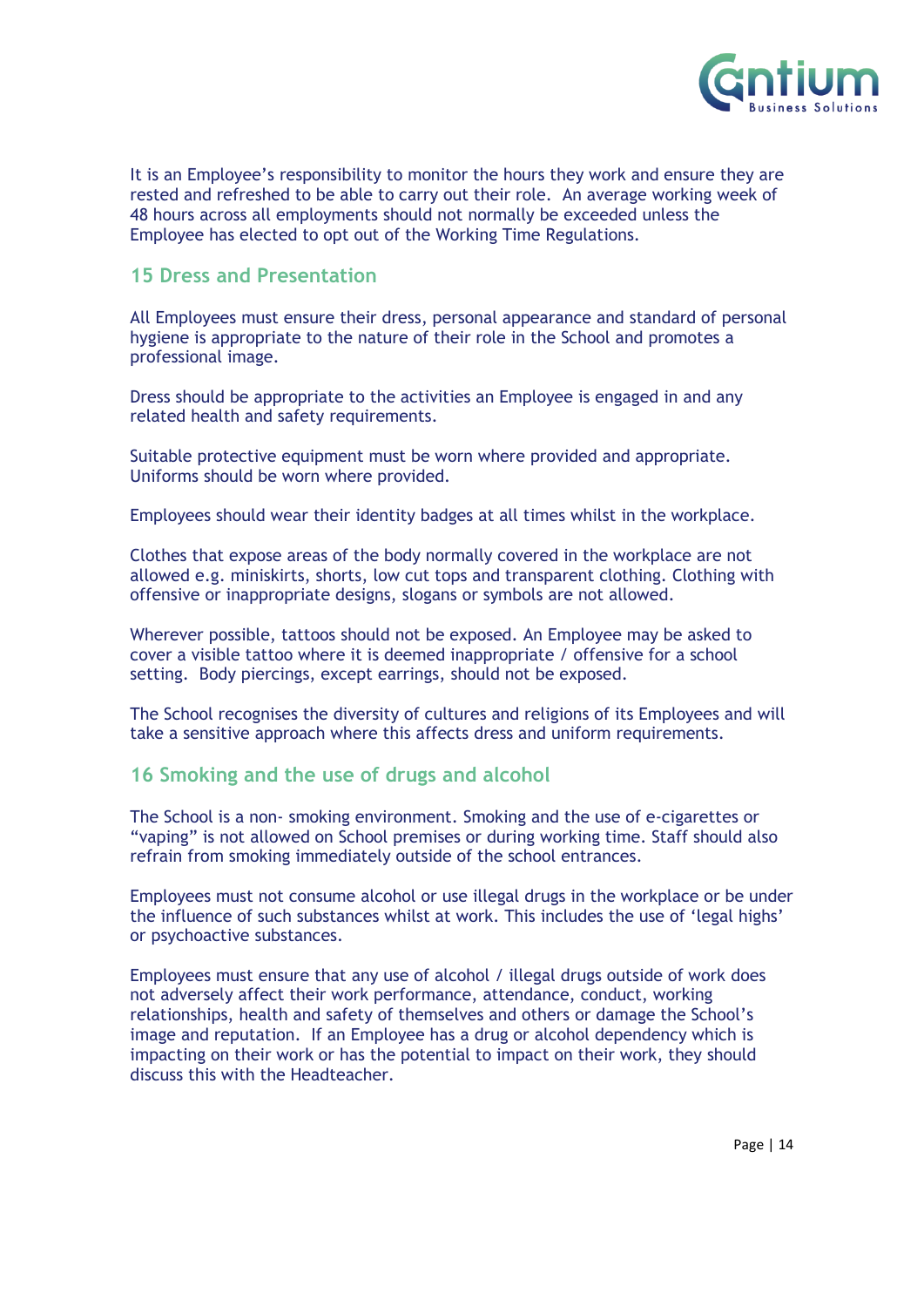It is an Employee's responsibility to monitor the hours they work and ensure they are rested and refreshed to be able to carry out their role. An average working week of 48 hours across all employments should not normally be exceeded unless the Employee has elected to opt out of the Working Time Regulations.

## 15 Dress and Presentation

All Employees must ensure their dress, personal appearance and standard of personal hygiene is appropriate to the nature of their role in the School and promotes a professional image.

Dress should be appropriate to the activities an Employee is engaged in and any related health and safety requirements.

Suitable protective equipment must be worn where provided and appropriate. Uniforms should be worn where provided.

Employees should wear their identity badges at all times whilst in the workplace.

Clothes that expose areas of the body normally covered in the workplace are not allowed e.g. miniskirts, shorts, low cut tops and transparent clothing. Clothing with offensive or inappropriate designs, slogans or symbols are not allowed.

Wherever possible, tattoos should not be exposed. An Employee may be asked to cover a visible tattoo where it is deemed inappropriate / offensive for a school setting. Body piercings, except earrings, should not be exposed.

The School recognises the diversity of cultures and religions of its Employees and will take a sensitive approach where this affects dress and uniform requirements.

## 16 Smoking and the use of drugs and alcohol

The School is a non- smoking environment. Smoking and the use of e-cigarettes or "vaping" is not allowed on School premises or during working time. Staff should also refrain from smoking immediately outside of the school entrances.

Employees must not consume alcohol or use illegal drugs in the workplace or be under the influence of such substances whilst at work. This includes the use of 'legal highs' or psychoactive substances.

Employees must ensure that any use of alcohol / illegal drugs outside of work does not adversely affect their work performance, attendance, conduct, working relationships, health and safety of themselves and others or damage the School's image and reputation. If an Employee has a drug or alcohol dependency which is impacting on their work or has the potential to impact on their work, they should discuss this with the Headteacher.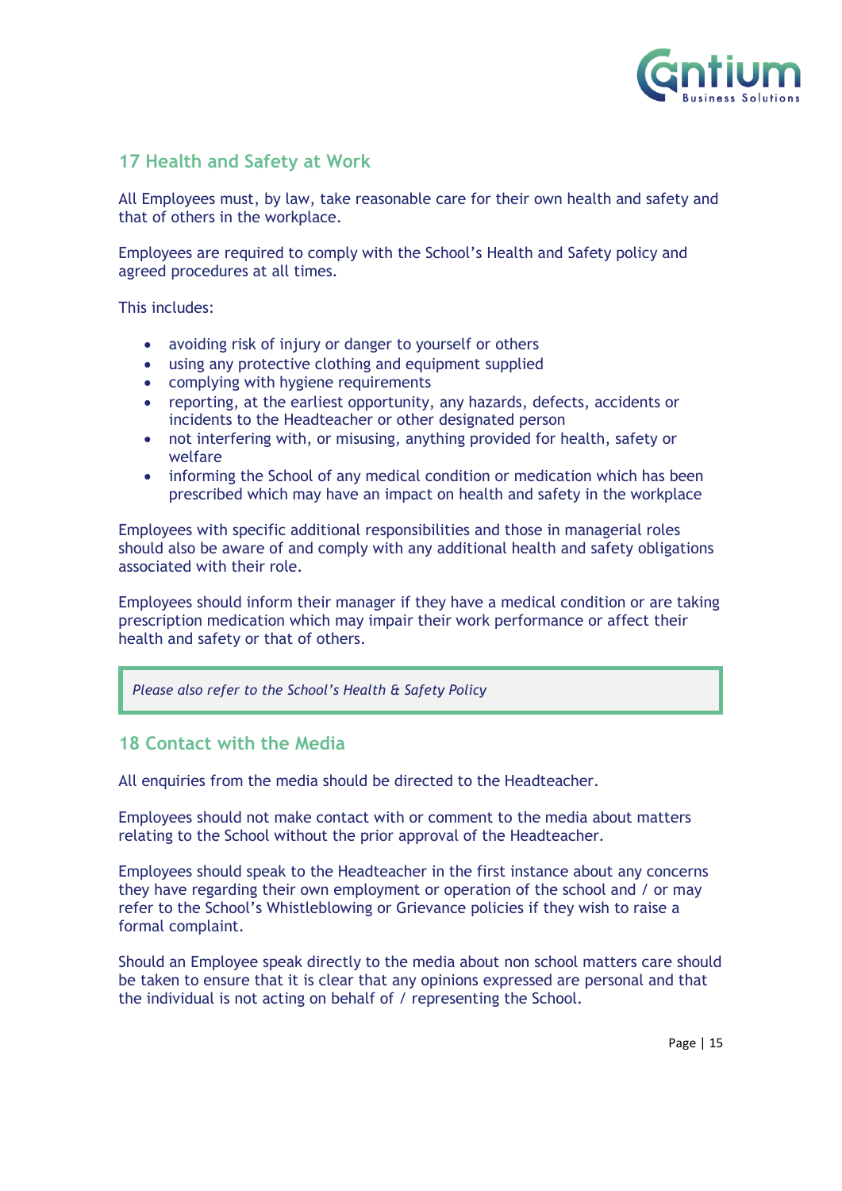## 17 Health and Safety at Work

All Employees must, by law, take reasonable care for their own health and safety and that of others in the workplace.

Employees are required to comply with the School's Health and Safety policy and agreed procedures at all times.

This includes:

- avoiding risk of injury or danger to yourself or others
- using any protective clothing and equipment supplied
- complying with hygiene requirements
- reporting, at the earliest opportunity, any hazards, defects, accidents or incidents to the Headteacher or other designated person
- not interfering with, or misusing, anything provided for health, safety or welfare
- informing the School of any medical condition or medication which has been prescribed which may have an impact on health and safety in the workplace

Employees with specific additional responsibilities and those in managerial roles should also be aware of and comply with any additional health and safety obligations associated with their role.

Employees should inform their manager if they have a medical condition or are taking prescription medication which may impair their work performance or affect their health and safety or that of others.

> *Please also refer to the School's Health & Safety Policy*

## 18 Contact with the Media

All enquiries from the media should be directed to the Headteacher.

Employees should not make contact with or comment to the media about matters relating to the School without the prior approval of the Headteacher.

Employees should speak to the Headteacher in the first instance about any concerns they have regarding their own employment or operation of the school and / or may refer to the School's Whistleblowing or Grievance policies if they wish to raise a formal complaint.

Should an Employee speak directly to the media about non school matters care should be taken to ensure that it is clear that any opinions expressed are personal and that the individual is not acting on behalf of / representing the School.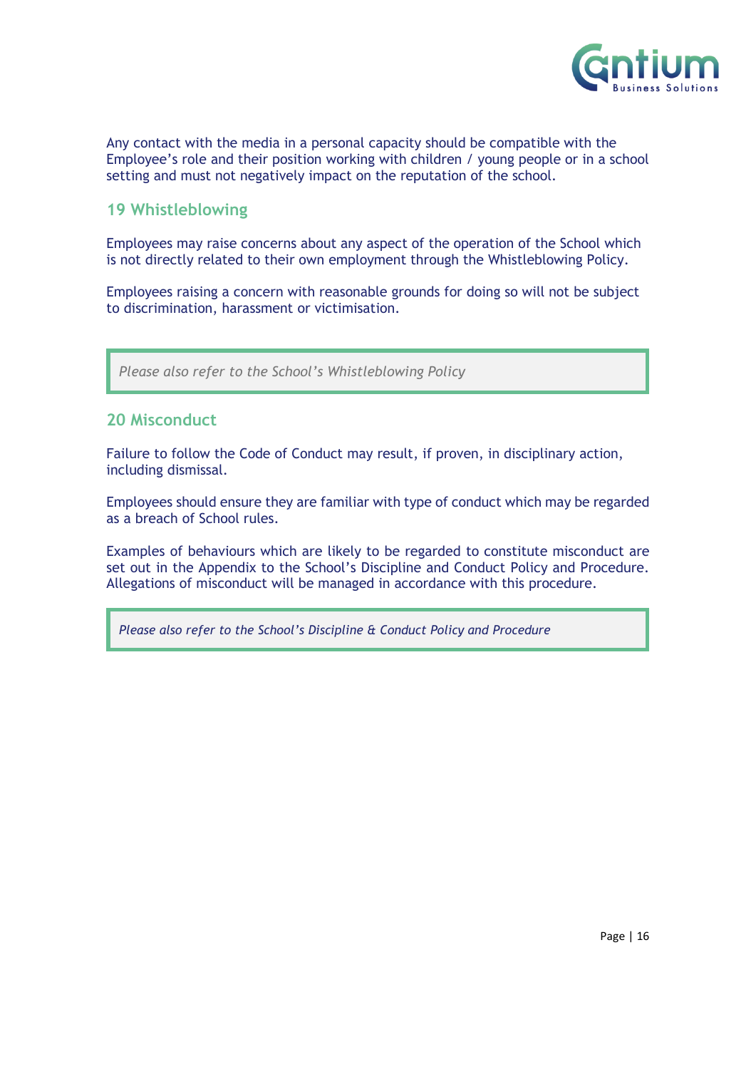Any contact with the media in a personal capacity should be compatible with the Employee's role and their position working with children / young people or in a school setting and must not negatively impact on the reputation of the school.

## 19 Whistleblowing

Employees may raise concerns about any aspect of the operation of the School which is not directly related to their own employment through the Whistleblowing Policy.

Employees raising a concern with reasonable grounds for doing so will not be subject to discrimination, harassment or victimisation.

> *Please also refer to the School's Whistleblowing Policy*

## 20 Misconduct

Failure to follow the Code of Conduct may result, if proven, in disciplinary action, including dismissal.

Employees should ensure they are familiar with type of conduct which may be regarded as a breach of School rules.

Examples of behaviours which are likely to be regarded to constitute misconduct are set out in the Appendix to the School's Discipline and Conduct Policy and Procedure. Allegations of misconduct will be managed in accordance with this procedure.

> *Please also refer to the School's Discipline & Conduct Policy and Procedure*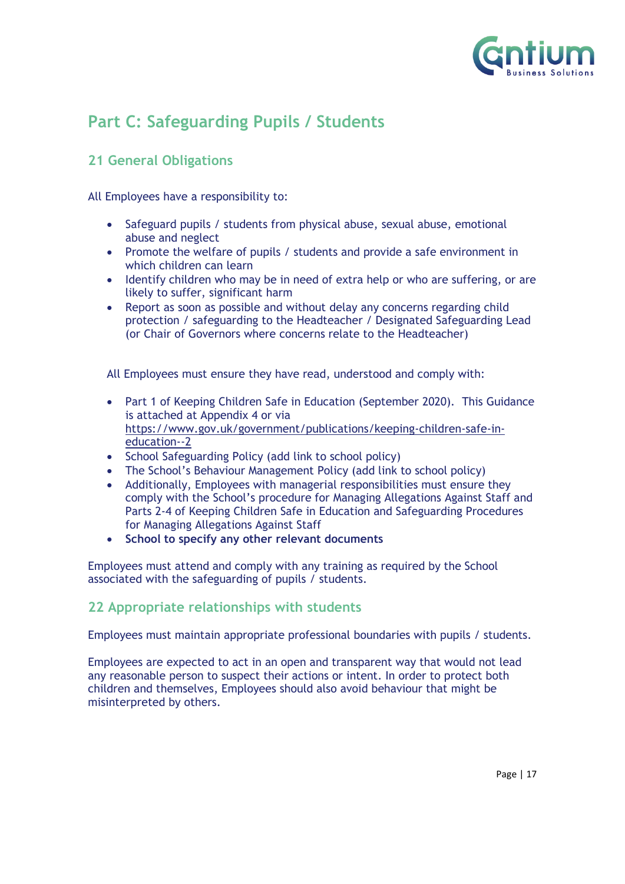## Part C: Safeguarding Pupils / Students

### 21 General Obligations

All Employees have a responsibility to:

- Safeguard pupils / students from physical abuse, sexual abuse, emotional abuse and neglect
- Promote the welfare of pupils / students and provide a safe environment in which children can learn
- Identify children who may be in need of extra help or who are suffering, or are likely to suffer, significant harm
- Report as soon as possible and without delay any concerns regarding child protection / safeguarding to the Headteacher / Designated Safeguarding Lead (or Chair of Governors where concerns relate to the Headteacher)

All Employees must ensure they have read, understood and comply with:

- Part 1 of Keeping Children Safe in Education (September 2020). This Guidance is attached at Appendix 4 or via https://www.gov.uk/government/publications/keeping-children-safe-in-education--2
- School Safeguarding Policy (add link to school policy)
- The School's Behaviour Management Policy (add link to school policy)
- Additionally, Employees with managerial responsibilities must ensure they comply with the School's procedure for Managing Allegations Against Staff and Parts 2-4 of Keeping Children Safe in Education and Safeguarding Procedures for Managing Allegations Against Staff
- **School to specify any other relevant documents**

Employees must attend and comply with any training as required by the School associated with the safeguarding of pupils / students.

### 22 Appropriate relationships with students

Employees must maintain appropriate professional boundaries with pupils / students.

Employees are expected to act in an open and transparent way that would not lead any reasonable person to suspect their actions or intent. In order to protect both children and themselves, Employees should also avoid behaviour that might be misinterpreted by others.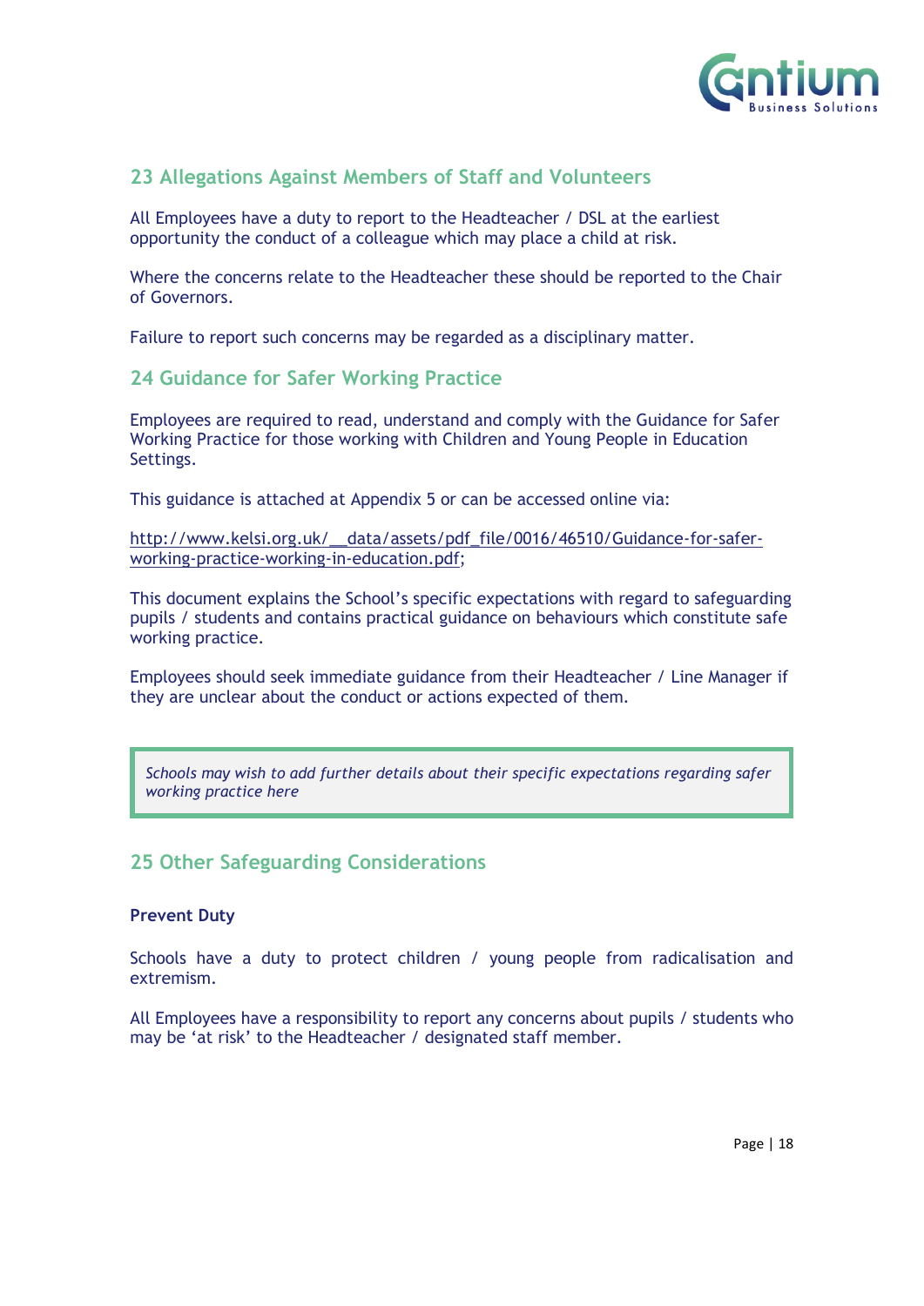## 23 Allegations Against Members of Staff and Volunteers

All Employees have a duty to report to the Headteacher / DSL at the earliest opportunity the conduct of a colleague which may place a child at risk.

Where the concerns relate to the Headteacher these should be reported to the Chair of Governors.

Failure to report such concerns may be regarded as a disciplinary matter.

## 24 Guidance for Safer Working Practice

Employees are required to read, understand and comply with the Guidance for Safer Working Practice for those working with Children and Young People in Education Settings.

This guidance is attached at Appendix 5 or can be accessed online via:

http://www.kelsi.org.uk/__data/assets/pdf_file/0016/46510/Guidance-for-safer-working-practice-working-in-education.pdf;

This document explains the School's specific expectations with regard to safeguarding pupils / students and contains practical guidance on behaviours which constitute safe working practice.

Employees should seek immediate guidance from their Headteacher / Line Manager if they are unclear about the conduct or actions expected of them.

> *Schools may wish to add further details about their specific expectations regarding safer working practice here*

## 25 Other Safeguarding Considerations

**Prevent Duty**

Schools have a duty to protect children / young people from radicalisation and extremism.

All Employees have a responsibility to report any concerns about pupils / students who may be 'at risk' to the Headteacher / designated staff member.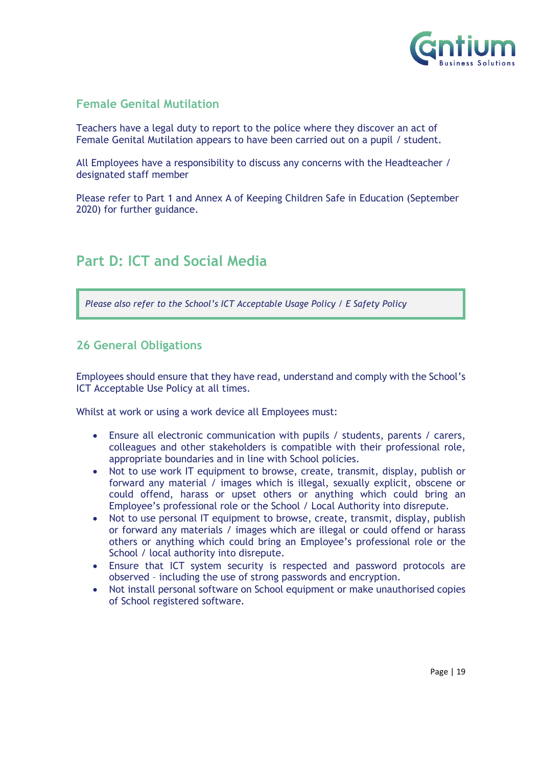### Female Genital Mutilation

Teachers have a legal duty to report to the police where they discover an act of Female Genital Mutilation appears to have been carried out on a pupil / student.

All Employees have a responsibility to discuss any concerns with the Headteacher / designated staff member

Please refer to Part 1 and Annex A of Keeping Children Safe in Education (September 2020) for further guidance.

## Part D: ICT and Social Media

> *Please also refer to the School's ICT Acceptable Usage Policy / E Safety Policy*

### 26 General Obligations

Employees should ensure that they have read, understand and comply with the School's ICT Acceptable Use Policy at all times.

Whilst at work or using a work device all Employees must:

- Ensure all electronic communication with pupils / students, parents / carers, colleagues and other stakeholders is compatible with their professional role, appropriate boundaries and in line with School policies.
- Not to use work IT equipment to browse, create, transmit, display, publish or forward any material / images which is illegal, sexually explicit, obscene or could offend, harass or upset others or anything which could bring an Employee's professional role or the School / Local Authority into disrepute.
- Not to use personal IT equipment to browse, create, transmit, display, publish or forward any materials / images which are illegal or could offend or harass others or anything which could bring an Employee's professional role or the School / local authority into disrepute.
- Ensure that ICT system security is respected and password protocols are observed – including the use of strong passwords and encryption.
- Not install personal software on School equipment or make unauthorised copies of School registered software.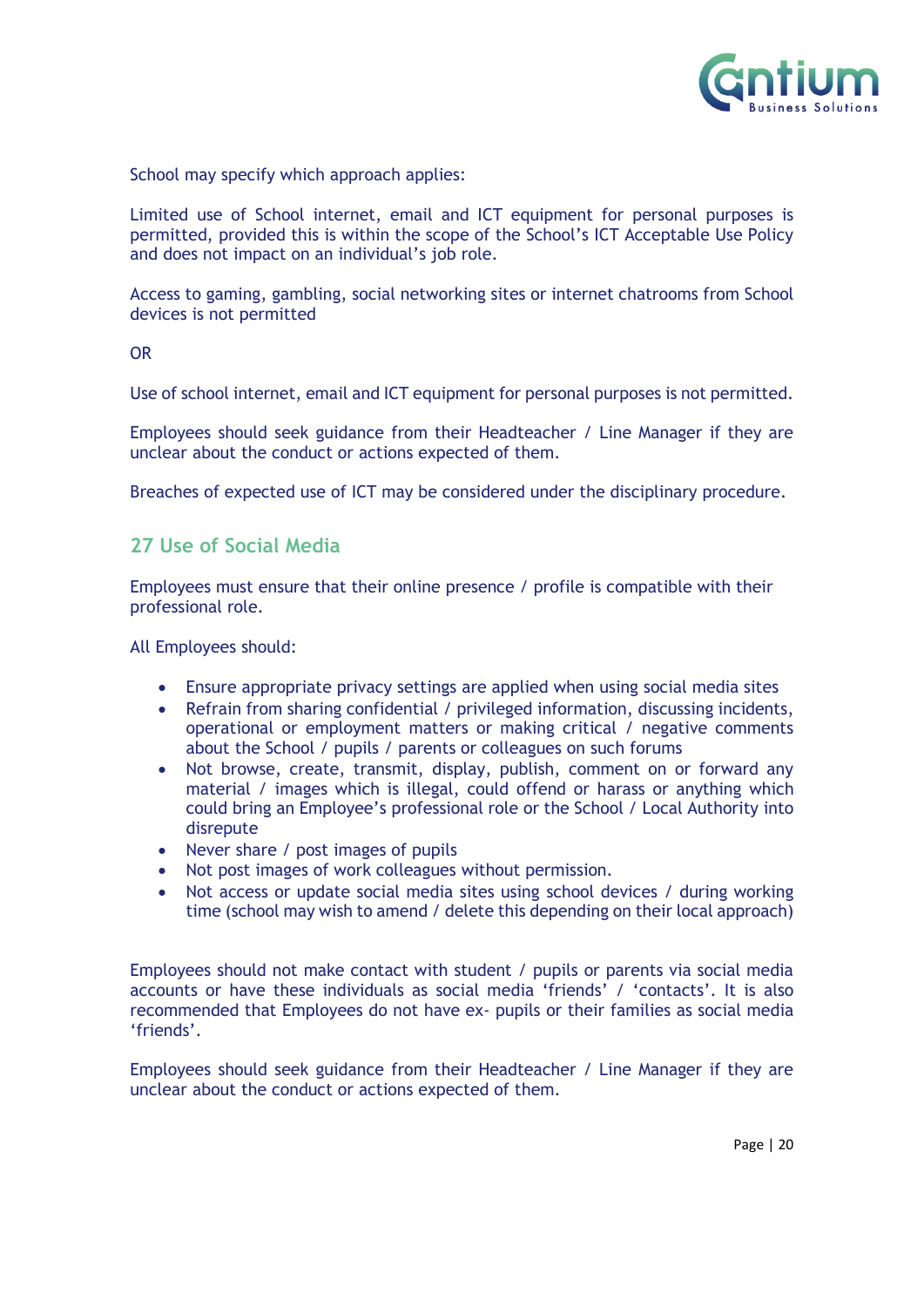School may specify which approach applies:

Limited use of School internet, email and ICT equipment for personal purposes is permitted, provided this is within the scope of the School's ICT Acceptable Use Policy and does not impact on an individual's job role.

Access to gaming, gambling, social networking sites or internet chatrooms from School devices is not permitted

OR

Use of school internet, email and ICT equipment for personal purposes is not permitted.

Employees should seek guidance from their Headteacher / Line Manager if they are unclear about the conduct or actions expected of them.

Breaches of expected use of ICT may be considered under the disciplinary procedure.

## 27 Use of Social Media

Employees must ensure that their online presence / profile is compatible with their professional role.

All Employees should:

- Ensure appropriate privacy settings are applied when using social media sites
- Refrain from sharing confidential / privileged information, discussing incidents, operational or employment matters or making critical / negative comments about the School / pupils / parents or colleagues on such forums
- Not browse, create, transmit, display, publish, comment on or forward any material / images which is illegal, could offend or harass or anything which could bring an Employee's professional role or the School / Local Authority into disrepute
- Never share / post images of pupils
- Not post images of work colleagues without permission.
- Not access or update social media sites using school devices / during working time (school may wish to amend / delete this depending on their local approach)

Employees should not make contact with student / pupils or parents via social media accounts or have these individuals as social media 'friends' / 'contacts'. It is also recommended that Employees do not have ex- pupils or their families as social media 'friends'.

Employees should seek guidance from their Headteacher / Line Manager if they are unclear about the conduct or actions expected of them.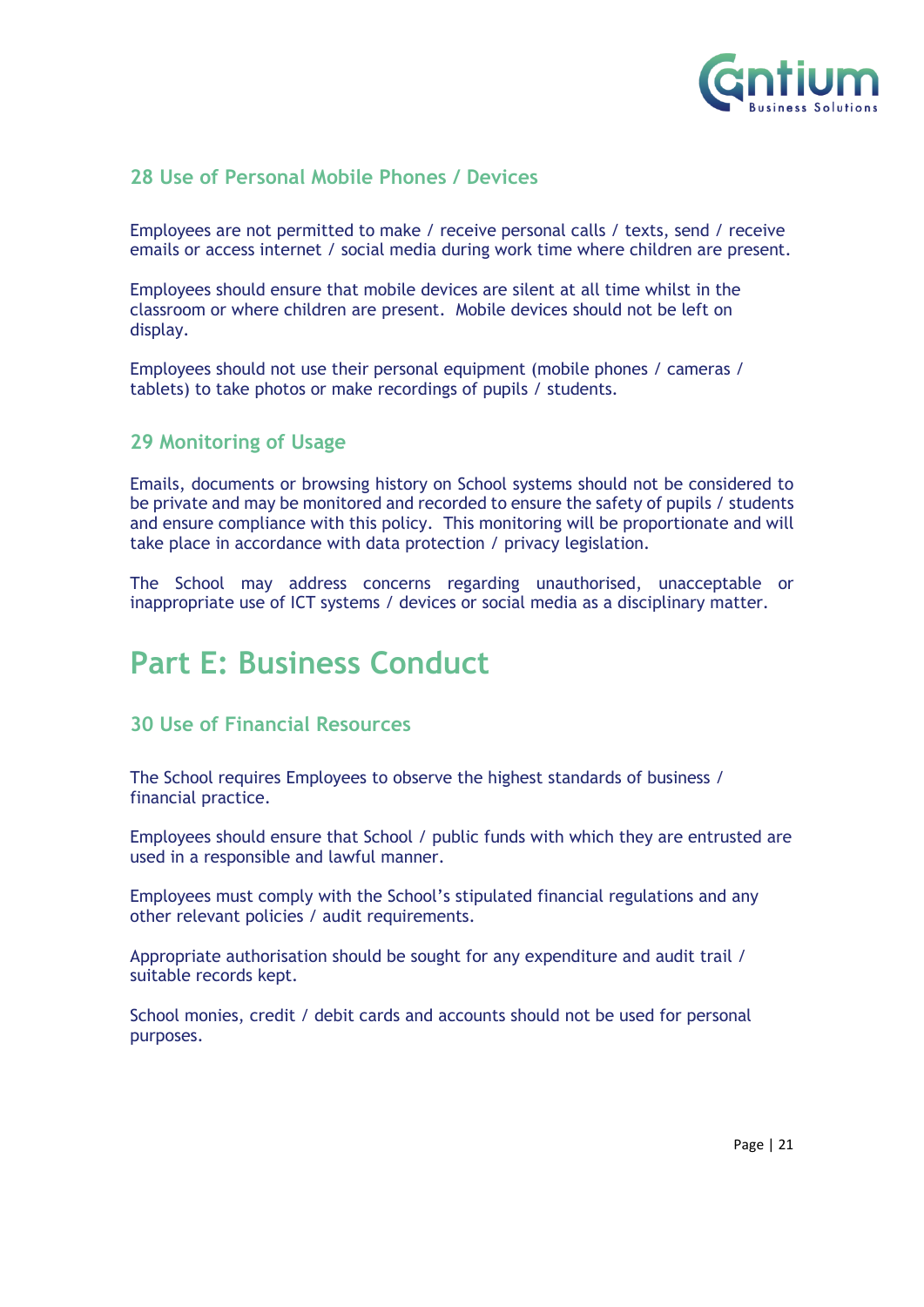## 28 Use of Personal Mobile Phones / Devices

Employees are not permitted to make / receive personal calls / texts, send / receive emails or access internet / social media during work time where children are present.

Employees should ensure that mobile devices are silent at all time whilst in the classroom or where children are present. Mobile devices should not be left on display.

Employees should not use their personal equipment (mobile phones / cameras / tablets) to take photos or make recordings of pupils / students.

## 29 Monitoring of Usage

Emails, documents or browsing history on School systems should not be considered to be private and may be monitored and recorded to ensure the safety of pupils / students and ensure compliance with this policy. This monitoring will be proportionate and will take place in accordance with data protection / privacy legislation.

The School may address concerns regarding unauthorised, unacceptable or inappropriate use of ICT systems / devices or social media as a disciplinary matter.

# Part E: Business Conduct

## 30 Use of Financial Resources

The School requires Employees to observe the highest standards of business / financial practice.

Employees should ensure that School / public funds with which they are entrusted are used in a responsible and lawful manner.

Employees must comply with the School's stipulated financial regulations and any other relevant policies / audit requirements.

Appropriate authorisation should be sought for any expenditure and audit trail / suitable records kept.

School monies, credit / debit cards and accounts should not be used for personal purposes.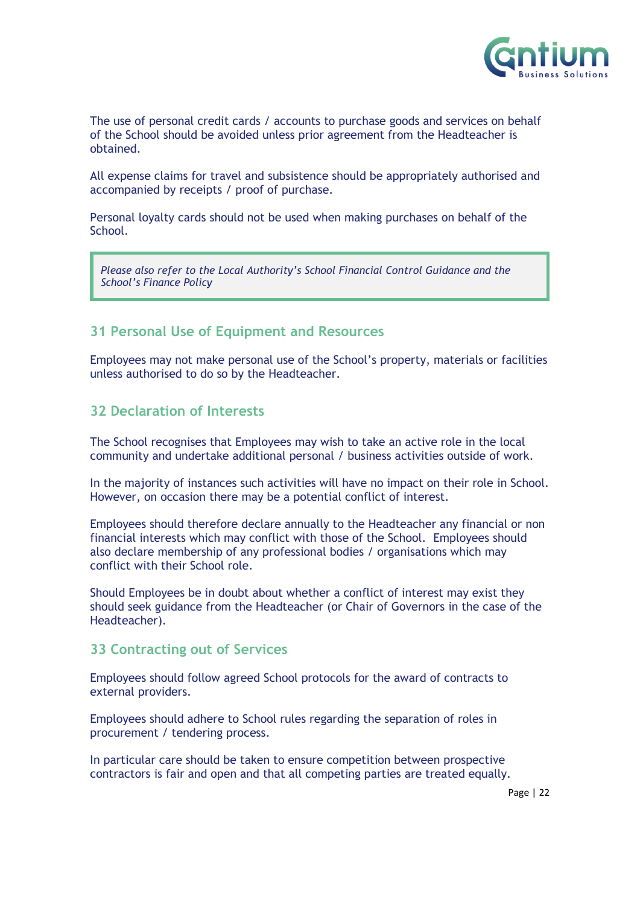The use of personal credit cards / accounts to purchase goods and services on behalf of the School should be avoided unless prior agreement from the Headteacher is obtained.

All expense claims for travel and subsistence should be appropriately authorised and accompanied by receipts / proof of purchase.

Personal loyalty cards should not be used when making purchases on behalf of the School.

> *Please also refer to the Local Authority's School Financial Control Guidance and the School's Finance Policy*

## 31 Personal Use of Equipment and Resources

Employees may not make personal use of the School's property, materials or facilities unless authorised to do so by the Headteacher.

## 32 Declaration of Interests

The School recognises that Employees may wish to take an active role in the local community and undertake additional personal / business activities outside of work.

In the majority of instances such activities will have no impact on their role in School. However, on occasion there may be a potential conflict of interest.

Employees should therefore declare annually to the Headteacher any financial or non financial interests which may conflict with those of the School. Employees should also declare membership of any professional bodies / organisations which may conflict with their School role.

Should Employees be in doubt about whether a conflict of interest may exist they should seek guidance from the Headteacher (or Chair of Governors in the case of the Headteacher).

## 33 Contracting out of Services

Employees should follow agreed School protocols for the award of contracts to external providers.

Employees should adhere to School rules regarding the separation of roles in procurement / tendering process.

In particular care should be taken to ensure competition between prospective contractors is fair and open and that all competing parties are treated equally.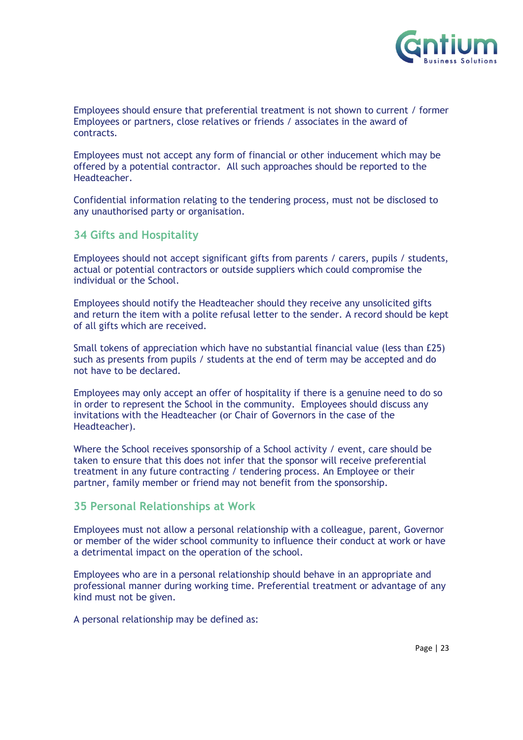Employees should ensure that preferential treatment is not shown to current / former Employees or partners, close relatives or friends / associates in the award of contracts.

Employees must not accept any form of financial or other inducement which may be offered by a potential contractor. All such approaches should be reported to the Headteacher.

Confidential information relating to the tendering process, must not be disclosed to any unauthorised party or organisation.

## 34 Gifts and Hospitality

Employees should not accept significant gifts from parents / carers, pupils / students, actual or potential contractors or outside suppliers which could compromise the individual or the School.

Employees should notify the Headteacher should they receive any unsolicited gifts and return the item with a polite refusal letter to the sender. A record should be kept of all gifts which are received.

Small tokens of appreciation which have no substantial financial value (less than £25) such as presents from pupils / students at the end of term may be accepted and do not have to be declared.

Employees may only accept an offer of hospitality if there is a genuine need to do so in order to represent the School in the community. Employees should discuss any invitations with the Headteacher (or Chair of Governors in the case of the Headteacher).

Where the School receives sponsorship of a School activity / event, care should be taken to ensure that this does not infer that the sponsor will receive preferential treatment in any future contracting / tendering process. An Employee or their partner, family member or friend may not benefit from the sponsorship.

## 35 Personal Relationships at Work

Employees must not allow a personal relationship with a colleague, parent, Governor or member of the wider school community to influence their conduct at work or have a detrimental impact on the operation of the school.

Employees who are in a personal relationship should behave in an appropriate and professional manner during working time. Preferential treatment or advantage of any kind must not be given.

A personal relationship may be defined as: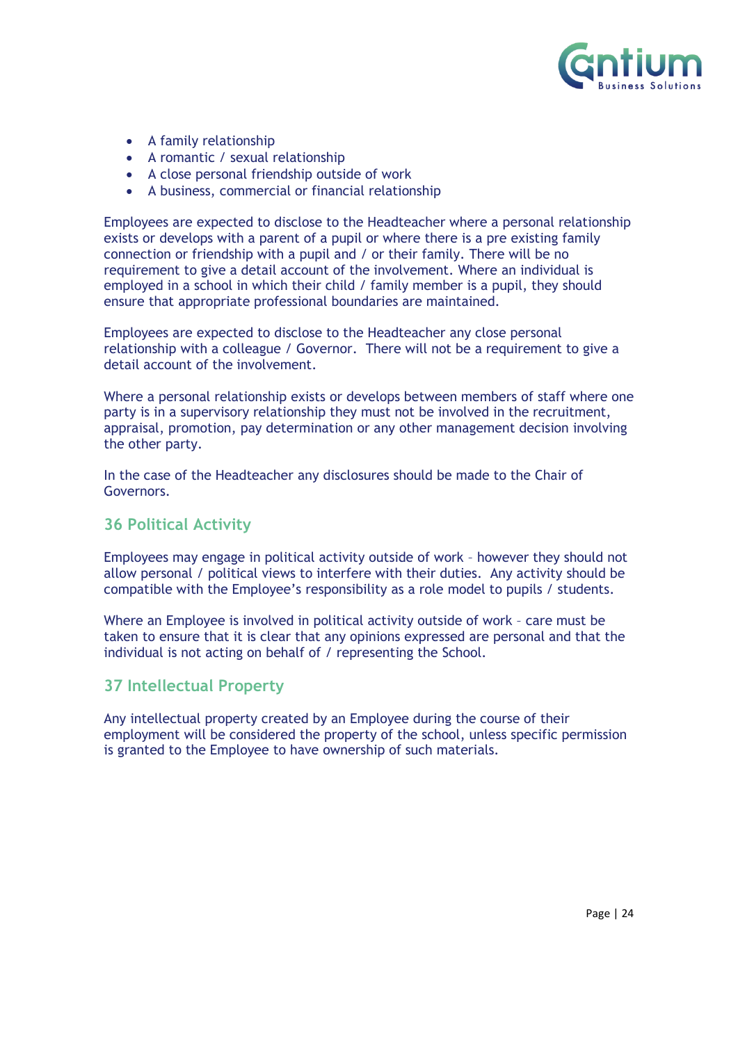- A family relationship
- A romantic / sexual relationship
- A close personal friendship outside of work
- A business, commercial or financial relationship

Employees are expected to disclose to the Headteacher where a personal relationship exists or develops with a parent of a pupil or where there is a pre existing family connection or friendship with a pupil and / or their family. There will be no requirement to give a detail account of the involvement. Where an individual is employed in a school in which their child / family member is a pupil, they should ensure that appropriate professional boundaries are maintained.

Employees are expected to disclose to the Headteacher any close personal relationship with a colleague / Governor. There will not be a requirement to give a detail account of the involvement.

Where a personal relationship exists or develops between members of staff where one party is in a supervisory relationship they must not be involved in the recruitment, appraisal, promotion, pay determination or any other management decision involving the other party.

In the case of the Headteacher any disclosures should be made to the Chair of Governors.

## 36 Political Activity

Employees may engage in political activity outside of work – however they should not allow personal / political views to interfere with their duties. Any activity should be compatible with the Employee's responsibility as a role model to pupils / students.

Where an Employee is involved in political activity outside of work – care must be taken to ensure that it is clear that any opinions expressed are personal and that the individual is not acting on behalf of / representing the School.

## 37 Intellectual Property

Any intellectual property created by an Employee during the course of their employment will be considered the property of the school, unless specific permission is granted to the Employee to have ownership of such materials.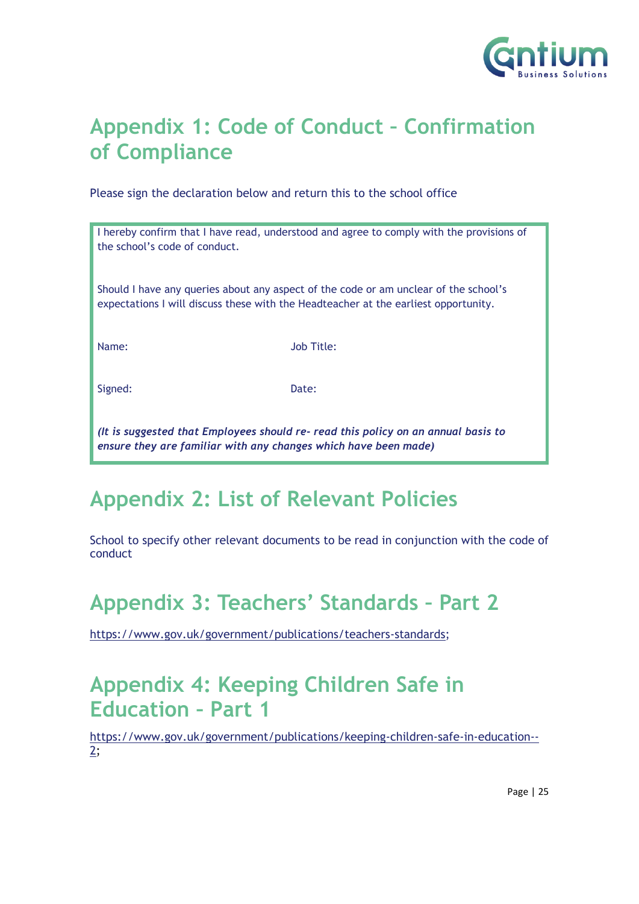# Appendix 1: Code of Conduct – Confirmation of Compliance

Please sign the declaration below and return this to the school office

I hereby confirm that I have read, understood and agree to comply with the provisions of the school's code of conduct.

Should I have any queries about any aspect of the code or am unclear of the school's expectations I will discuss these with the Headteacher at the earliest opportunity.

| Name: | Job Title: |
|---|---|
| Signed: | Date: |

***(It is suggested that Employees should re- read this policy on an annual basis to ensure they are familiar with any changes which have been made)***

# Appendix 2: List of Relevant Policies

School to specify other relevant documents to be read in conjunction with the code of conduct

# Appendix 3: Teachers' Standards – Part 2

https://www.gov.uk/government/publications/teachers-standards;

# Appendix 4: Keeping Children Safe in Education – Part 1

https://www.gov.uk/government/publications/keeping-children-safe-in-education--2;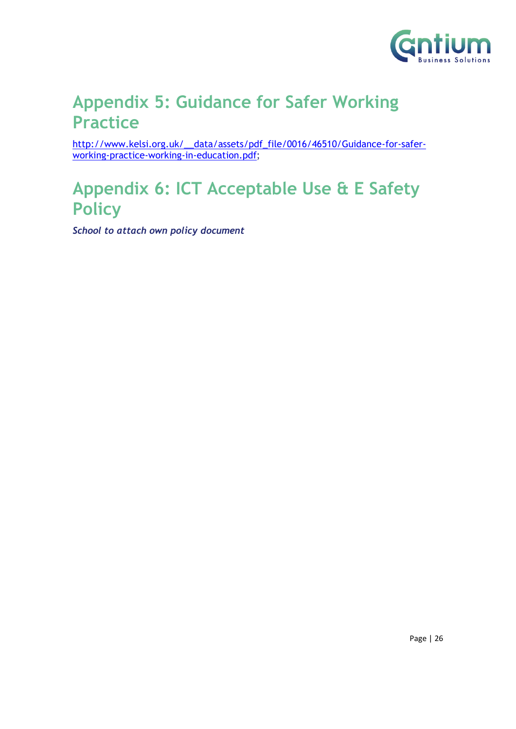## Appendix 5: Guidance for Safer Working Practice

http://www.kelsi.org.uk/__data/assets/pdf_file/0016/46510/Guidance-for-safer-working-practice-working-in-education.pdf;

## Appendix 6: ICT Acceptable Use & E Safety Policy

***School to attach own policy document***